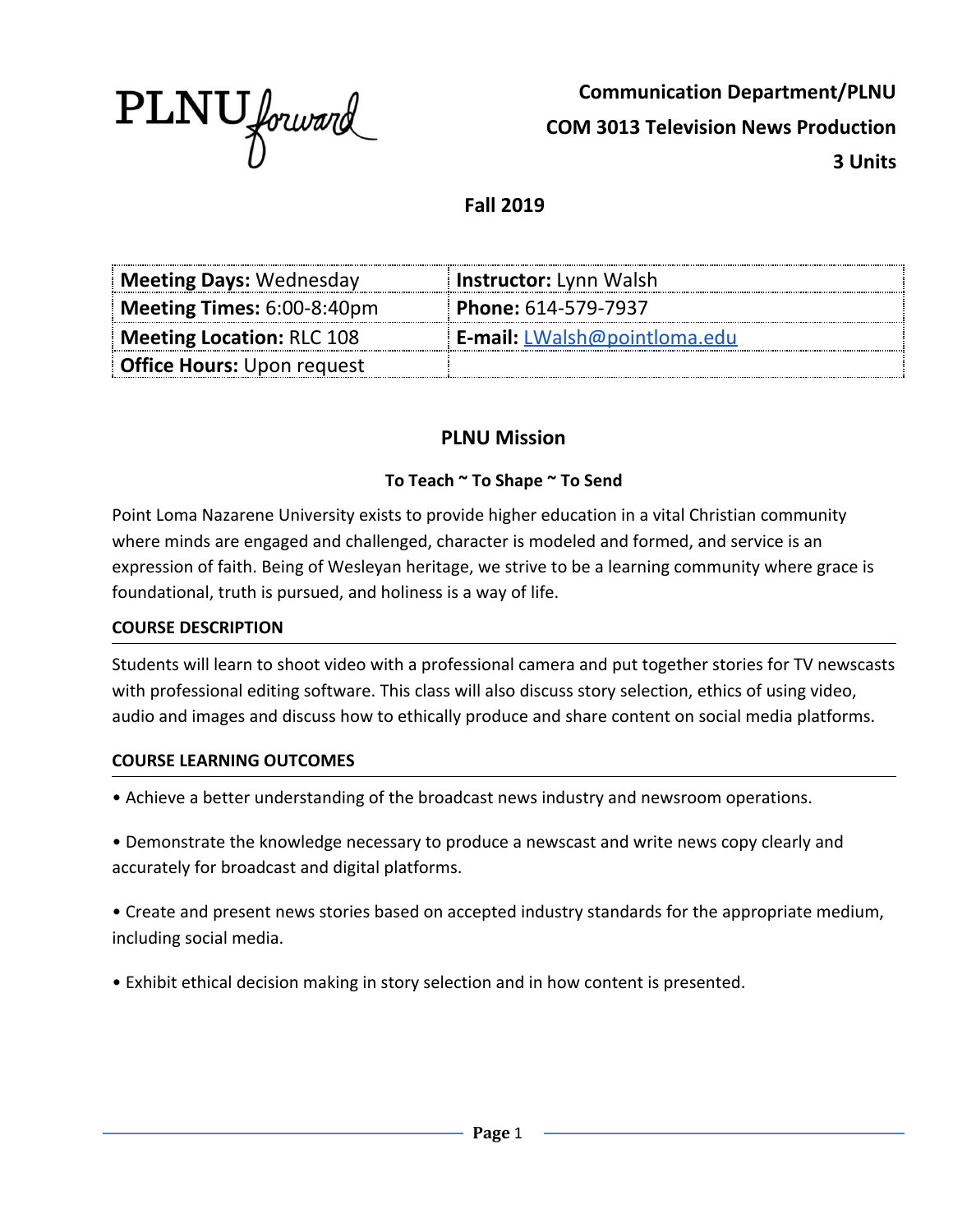PLNU forward

**Communication Department/PLNU**

**COM 3013 Television News Production**

**3 Units**

**Fall 2019**

| | |
|---|---|
| **Meeting Days:** Wednesday | **Instructor:** Lynn Walsh |
| **Meeting Times:** 6:00-8:40pm | **Phone:** 614-579-7937 |
| **Meeting Location:** RLC 108 | **E-mail:** LWalsh@pointloma.edu |
| **Office Hours:** Upon request | |

## PLNU Mission

**To Teach ~ To Shape ~ To Send**

Point Loma Nazarene University exists to provide higher education in a vital Christian community where minds are engaged and challenged, character is modeled and formed, and service is an expression of faith. Being of Wesleyan heritage, we strive to be a learning community where grace is foundational, truth is pursued, and holiness is a way of life.

### COURSE DESCRIPTION

Students will learn to shoot video with a professional camera and put together stories for TV newscasts with professional editing software. This class will also discuss story selection, ethics of using video, audio and images and discuss how to ethically produce and share content on social media platforms.

### COURSE LEARNING OUTCOMES

- Achieve a better understanding of the broadcast news industry and newsroom operations.
- Demonstrate the knowledge necessary to produce a newscast and write news copy clearly and accurately for broadcast and digital platforms.
- Create and present news stories based on accepted industry standards for the appropriate medium, including social media.
- Exhibit ethical decision making in story selection and in how content is presented.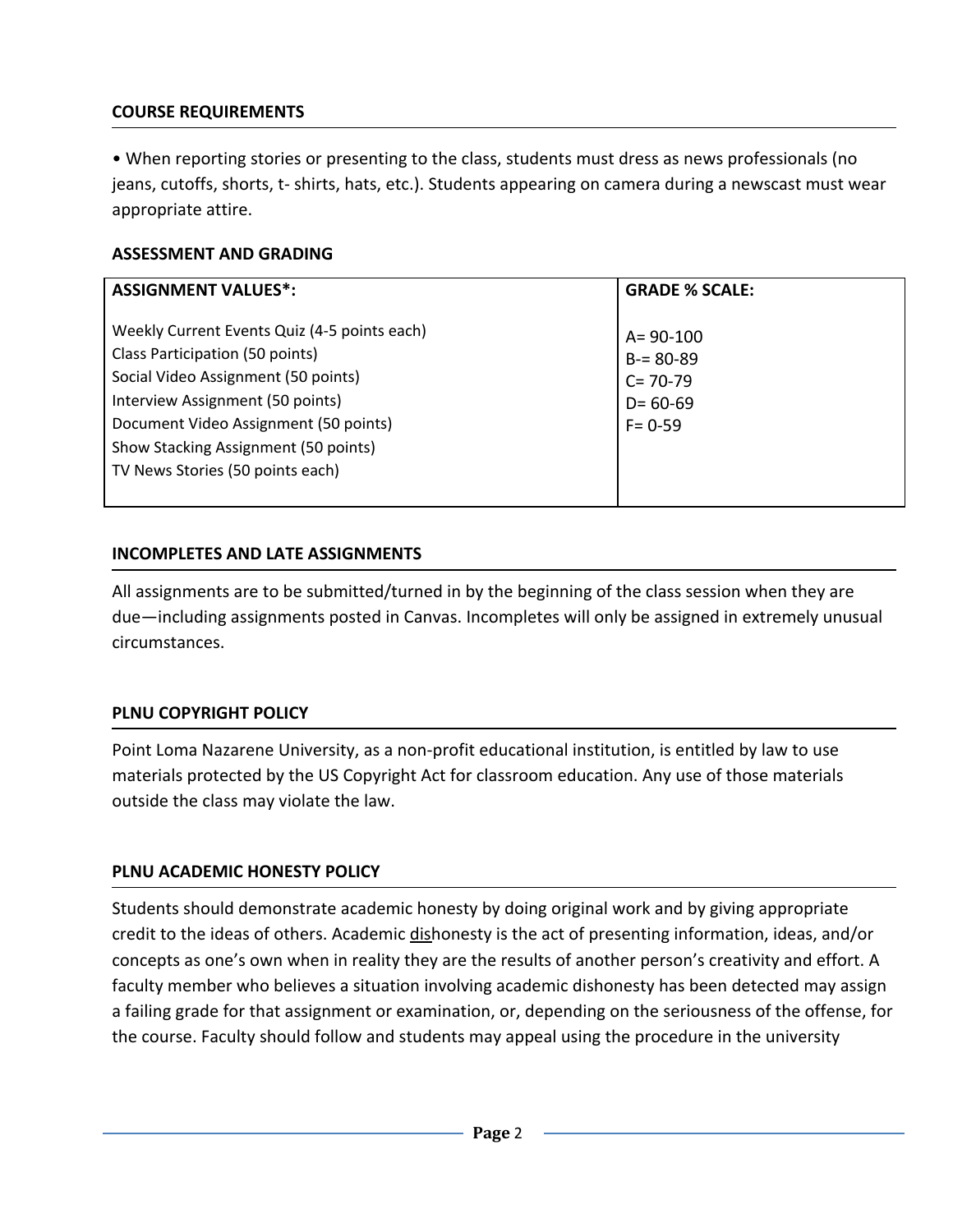### COURSE REQUIREMENTS

• When reporting stories or presenting to the class, students must dress as news professionals (no jeans, cutoffs, shorts, t- shirts, hats, etc.). Students appearing on camera during a newscast must wear appropriate attire.

### ASSESSMENT AND GRADING

| ASSIGNMENT VALUES*: | GRADE % SCALE: |
|---|---|
| Weekly Current Events Quiz (4-5 points each)<br>Class Participation (50 points)<br>Social Video Assignment (50 points)<br>Interview Assignment (50 points)<br>Document Video Assignment (50 points)<br>Show Stacking Assignment (50 points)<br>TV News Stories (50 points each) | A= 90-100<br>B-= 80-89<br>C= 70-79<br>D= 60-69<br>F= 0-59 |

### INCOMPLETES AND LATE ASSIGNMENTS

All assignments are to be submitted/turned in by the beginning of the class session when they are due—including assignments posted in Canvas. Incompletes will only be assigned in extremely unusual circumstances.

### PLNU COPYRIGHT POLICY

Point Loma Nazarene University, as a non-profit educational institution, is entitled by law to use materials protected by the US Copyright Act for classroom education. Any use of those materials outside the class may violate the law.

### PLNU ACADEMIC HONESTY POLICY

Students should demonstrate academic honesty by doing original work and by giving appropriate credit to the ideas of others. Academic dishonesty is the act of presenting information, ideas, and/or concepts as one's own when in reality they are the results of another person's creativity and effort. A faculty member who believes a situation involving academic dishonesty has been detected may assign a failing grade for that assignment or examination, or, depending on the seriousness of the offense, for the course. Faculty should follow and students may appeal using the procedure in the university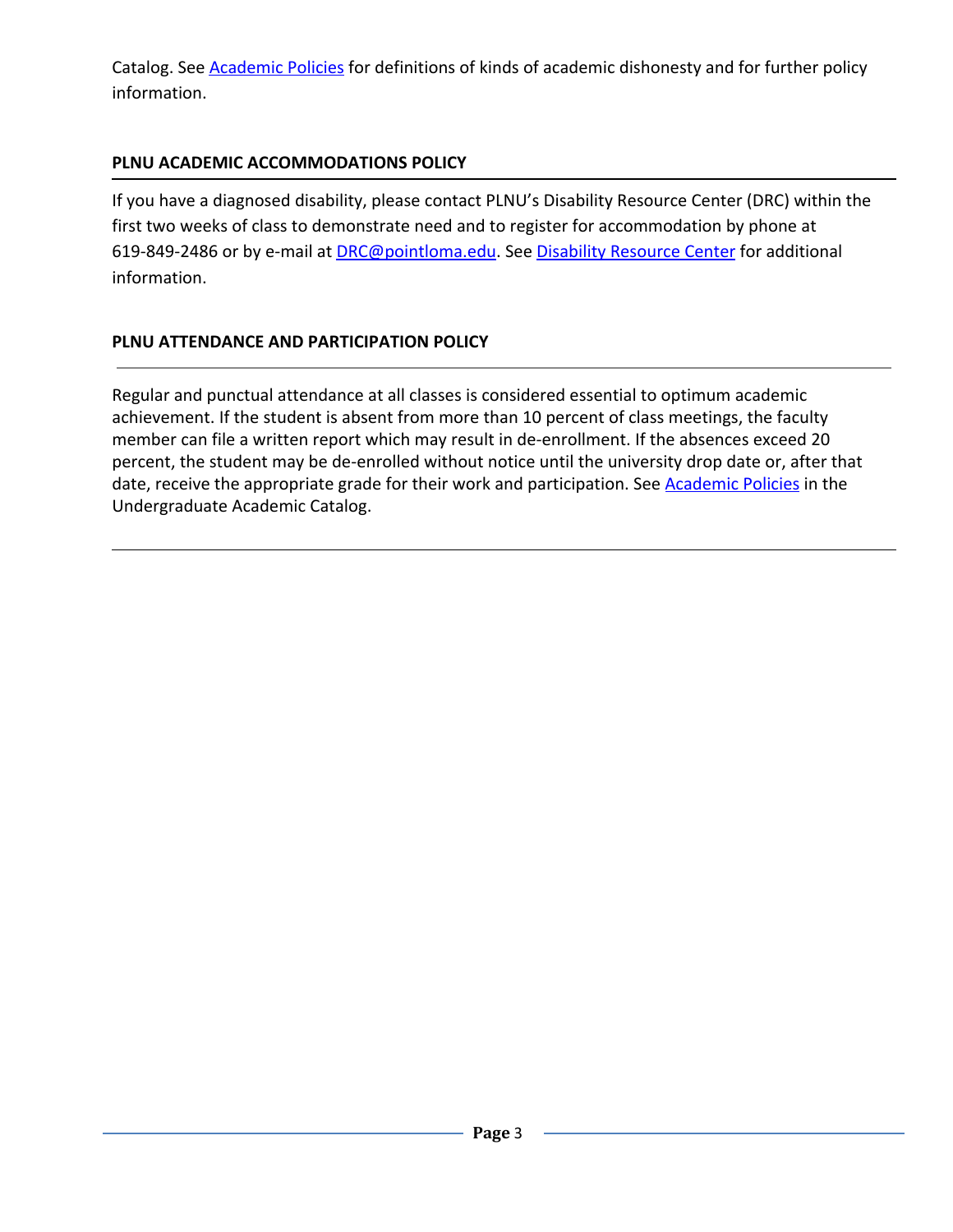Catalog. See [Academic Policies](#) for definitions of kinds of academic dishonesty and for further policy information.

## PLNU ACADEMIC ACCOMMODATIONS POLICY

If you have a diagnosed disability, please contact PLNU's Disability Resource Center (DRC) within the first two weeks of class to demonstrate need and to register for accommodation by phone at 619-849-2486 or by e-mail at DRC@pointloma.edu. See Disability Resource Center for additional information.

## PLNU ATTENDANCE AND PARTICIPATION POLICY

Regular and punctual attendance at all classes is considered essential to optimum academic achievement. If the student is absent from more than 10 percent of class meetings, the faculty member can file a written report which may result in de-enrollment. If the absences exceed 20 percent, the student may be de-enrolled without notice until the university drop date or, after that date, receive the appropriate grade for their work and participation. See Academic Policies in the Undergraduate Academic Catalog.